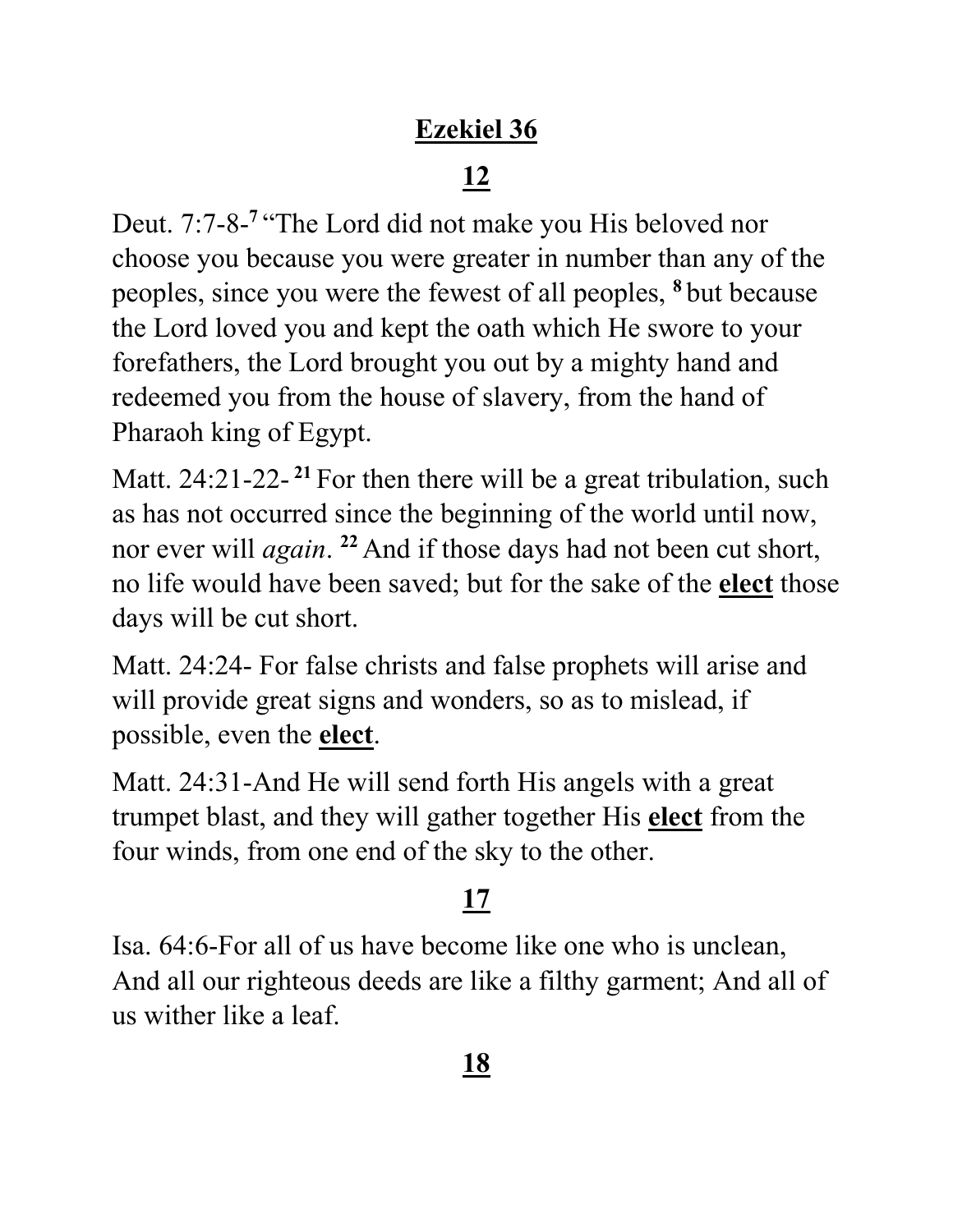# **<u>Ezekiel 36</u>**

## **<u>12</u>**

Deut. 7:7-8-[7] "The Lord did not make you His beloved nor choose you because you were greater in number than any of the peoples, since you were the fewest of all peoples, [8] but because the Lord loved you and kept the oath which He swore to your forefathers, the Lord brought you out by a mighty hand and redeemed you from the house of slavery, from the hand of Pharaoh king of Egypt.

Matt. 24:21-22- [21] For then there will be a great tribulation, such as has not occurred since the beginning of the world until now, nor ever will *again*. [22] And if those days had not been cut short, no life would have been saved; but for the sake of the **<u>elect</u>** those days will be cut short.

Matt. 24:24- For false christs and false prophets will arise and will provide great signs and wonders, so as to mislead, if possible, even the **<u>elect</u>**.

Matt. 24:31-And He will send forth His angels with a great trumpet blast, and they will gather together His **<u>elect</u>** from the four winds, from one end of the sky to the other.

## **<u>17</u>**

Isa. 64:6-For all of us have become like one who is unclean, And all our righteous deeds are like a filthy garment; And all of us wither like a leaf.

## **<u>18</u>**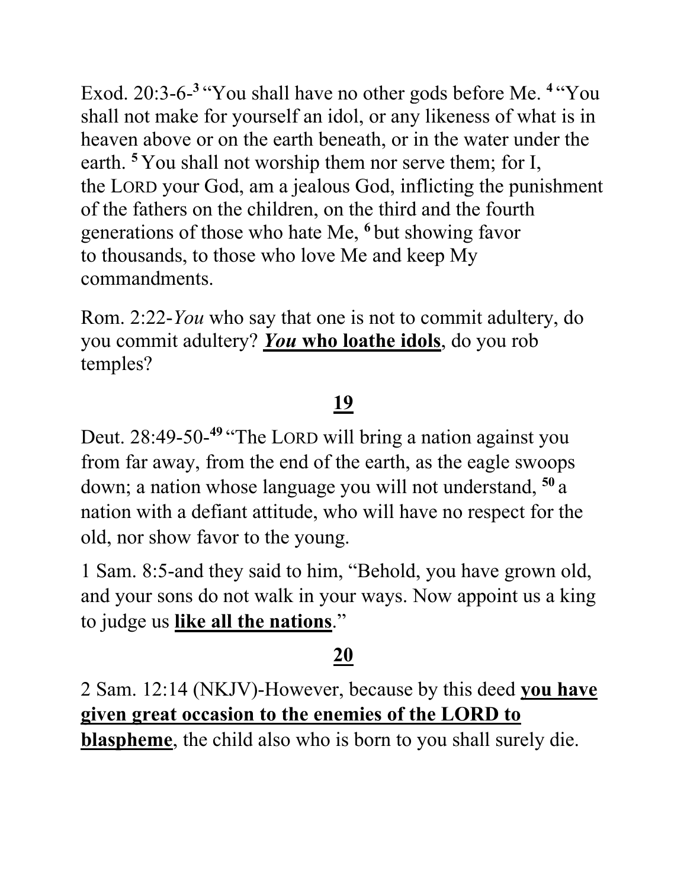Exod. 20:3-6-[3] “You shall have no other gods before Me. [4] “You shall not make for yourself an idol, or any likeness of what is in heaven above or on the earth beneath, or in the water under the earth. [5] You shall not worship them nor serve them; for I, the LORD your God, am a jealous God, inflicting the punishment of the fathers on the children, on the third and the fourth generations of those who hate Me, [6] but showing favor to thousands, to those who love Me and keep My commandments.

Rom. 2:22-*You* who say that one is not to commit adultery, do you commit adultery? <u>***You*** **who loathe idols**</u>, do you rob temples?

## <u>19</u>

Deut. 28:49-50-[49] “The LORD will bring a nation against you from far away, from the end of the earth, as the eagle swoops down; a nation whose language you will not understand, [50] a nation with a defiant attitude, who will have no respect for the old, nor show favor to the young.

1 Sam. 8:5-and they said to him, “Behold, you have grown old, and your sons do not walk in your ways. Now appoint us a king to judge us <u>**like all the nations**</u>.”

## <u>20</u>

2 Sam. 12:14 (NKJV)-However, because by this deed <u>**you have given great occasion to the enemies of the LORD to blaspheme**</u>, the child also who is born to you shall surely die.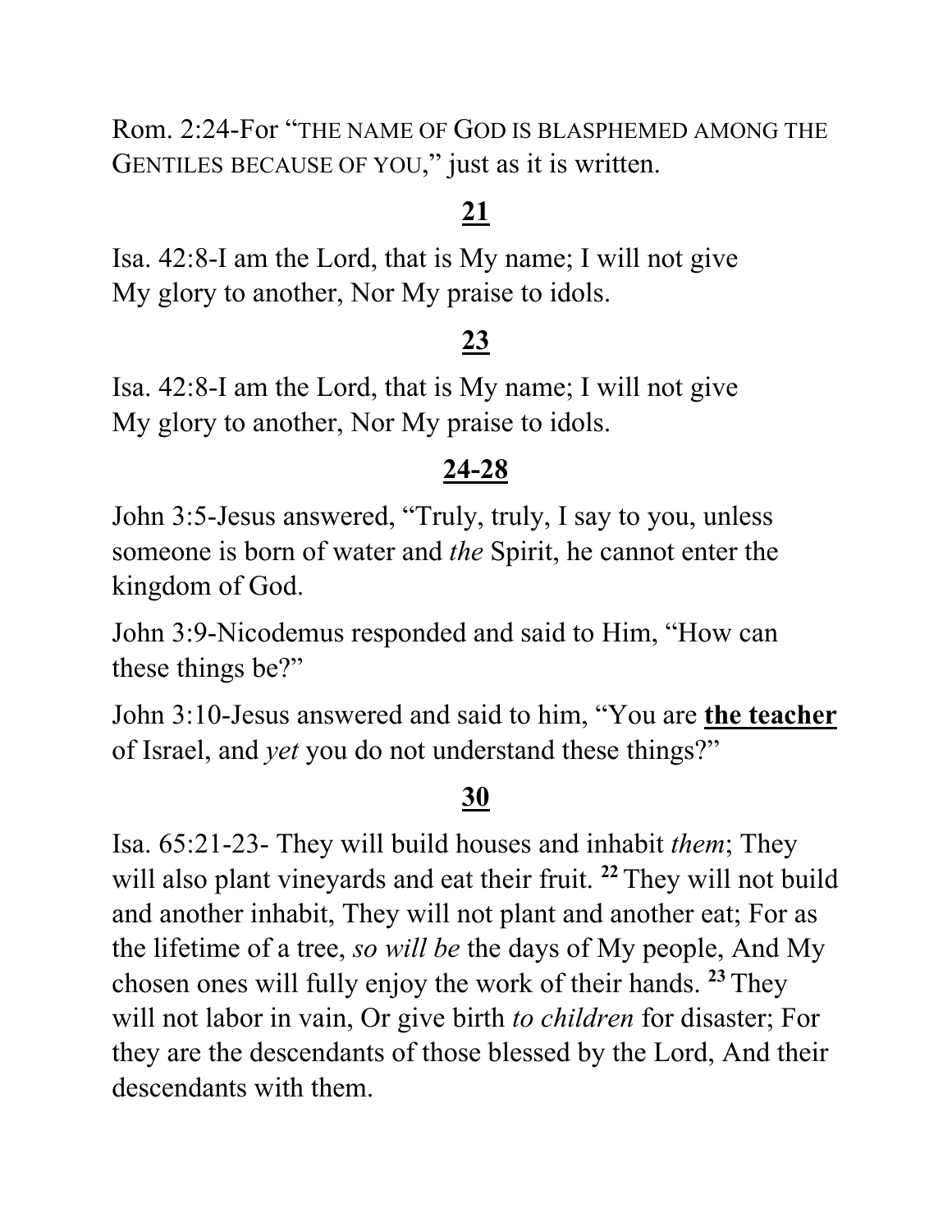Rom. 2:24-For "THE NAME OF GOD IS BLASPHEMED AMONG THE GENTILES BECAUSE OF YOU," just as it is written.

**21**

Isa. 42:8-I am the Lord, that is My name; I will not give My glory to another, Nor My praise to idols.

**23**

Isa. 42:8-I am the Lord, that is My name; I will not give My glory to another, Nor My praise to idols.

**24-28**

John 3:5-Jesus answered, "Truly, truly, I say to you, unless someone is born of water and *the* Spirit, he cannot enter the kingdom of God.

John 3:9-Nicodemus responded and said to Him, "How can these things be?"

John 3:10-Jesus answered and said to him, "You are **the teacher** of Israel, and *yet* you do not understand these things?"

**30**

Isa. 65:21-23- They will build houses and inhabit *them*; They will also plant vineyards and eat their fruit. **22** They will not build and another inhabit, They will not plant and another eat; For as the lifetime of a tree, *so will be* the days of My people, And My chosen ones will fully enjoy the work of their hands. **23** They will not labor in vain, Or give birth *to children* for disaster; For they are the descendants of those blessed by the Lord, And their descendants with them.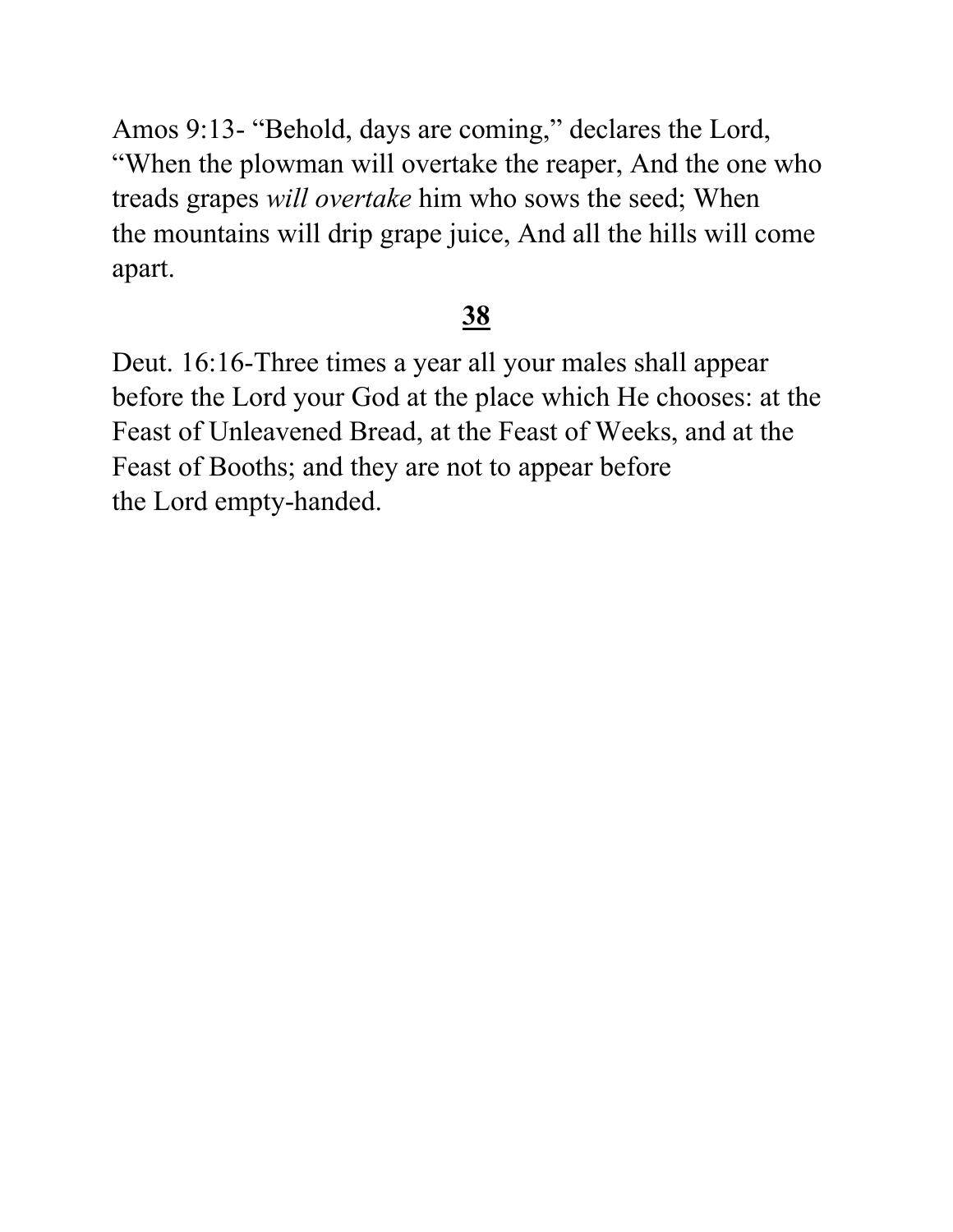Amos 9:13- “Behold, days are coming,” declares the Lord, “When the plowman will overtake the reaper, And the one who treads grapes *will overtake* him who sows the seed; When the mountains will drip grape juice, And all the hills will come apart.

**<u>38</u>**

Deut. 16:16-Three times a year all your males shall appear before the Lord your God at the place which He chooses: at the Feast of Unleavened Bread, at the Feast of Weeks, and at the Feast of Booths; and they are not to appear before the Lord empty-handed.